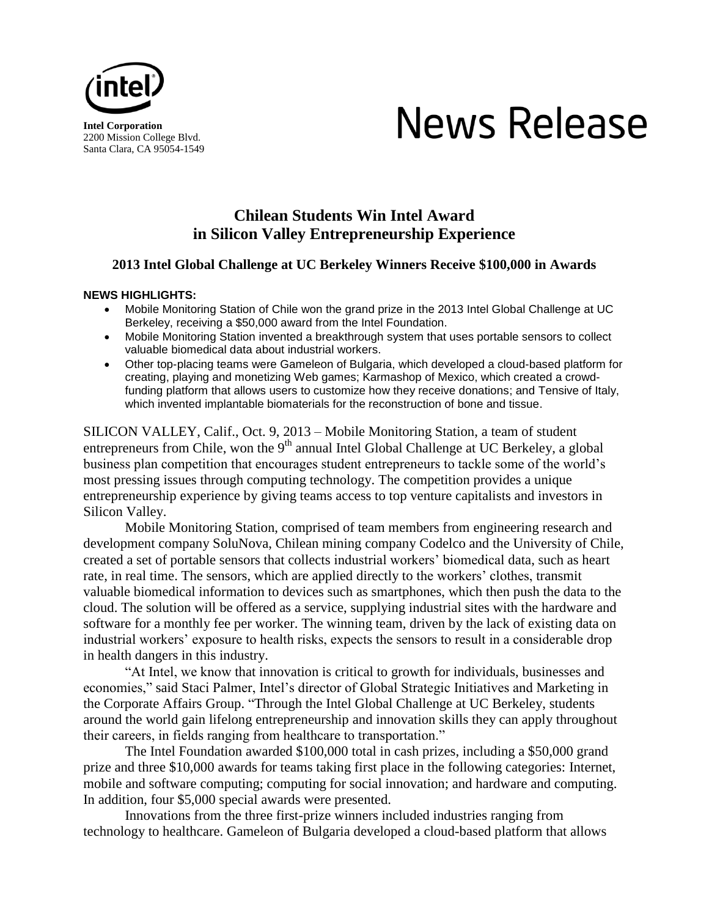**Intel Corporation**
2200 Mission College Blvd.
Santa Clara, CA 95054-1549

# News Release

## Chilean Students Win Intel Award in Silicon Valley Entrepreneurship Experience

### 2013 Intel Global Challenge at UC Berkeley Winners Receive $100,000 in Awards

**NEWS HIGHLIGHTS:**

- Mobile Monitoring Station of Chile won the grand prize in the 2013 Intel Global Challenge at UC Berkeley, receiving a $50,000 award from the Intel Foundation.
- Mobile Monitoring Station invented a breakthrough system that uses portable sensors to collect valuable biomedical data about industrial workers.
- Other top-placing teams were Gameleon of Bulgaria, which developed a cloud-based platform for creating, playing and monetizing Web games; Karmashop of Mexico, which created a crowd-funding platform that allows users to customize how they receive donations; and Tensive of Italy, which invented implantable biomaterials for the reconstruction of bone and tissue.

SILICON VALLEY, Calif., Oct. 9, 2013 – Mobile Monitoring Station, a team of student entrepreneurs from Chile, won the 9th annual Intel Global Challenge at UC Berkeley, a global business plan competition that encourages student entrepreneurs to tackle some of the world's most pressing issues through computing technology. The competition provides a unique entrepreneurship experience by giving teams access to top venture capitalists and investors in Silicon Valley.

Mobile Monitoring Station, comprised of team members from engineering research and development company SoluNova, Chilean mining company Codelco and the University of Chile, created a set of portable sensors that collects industrial workers' biomedical data, such as heart rate, in real time. The sensors, which are applied directly to the workers' clothes, transmit valuable biomedical information to devices such as smartphones, which then push the data to the cloud. The solution will be offered as a service, supplying industrial sites with the hardware and software for a monthly fee per worker. The winning team, driven by the lack of existing data on industrial workers' exposure to health risks, expects the sensors to result in a considerable drop in health dangers in this industry.

"At Intel, we know that innovation is critical to growth for individuals, businesses and economies," said Staci Palmer, Intel's director of Global Strategic Initiatives and Marketing in the Corporate Affairs Group. "Through the Intel Global Challenge at UC Berkeley, students around the world gain lifelong entrepreneurship and innovation skills they can apply throughout their careers, in fields ranging from healthcare to transportation."

The Intel Foundation awarded $100,000 total in cash prizes, including a $50,000 grand prize and three $10,000 awards for teams taking first place in the following categories: Internet, mobile and software computing; computing for social innovation; and hardware and computing. In addition, four $5,000 special awards were presented.

Innovations from the three first-prize winners included industries ranging from technology to healthcare. Gameleon of Bulgaria developed a cloud-based platform that allows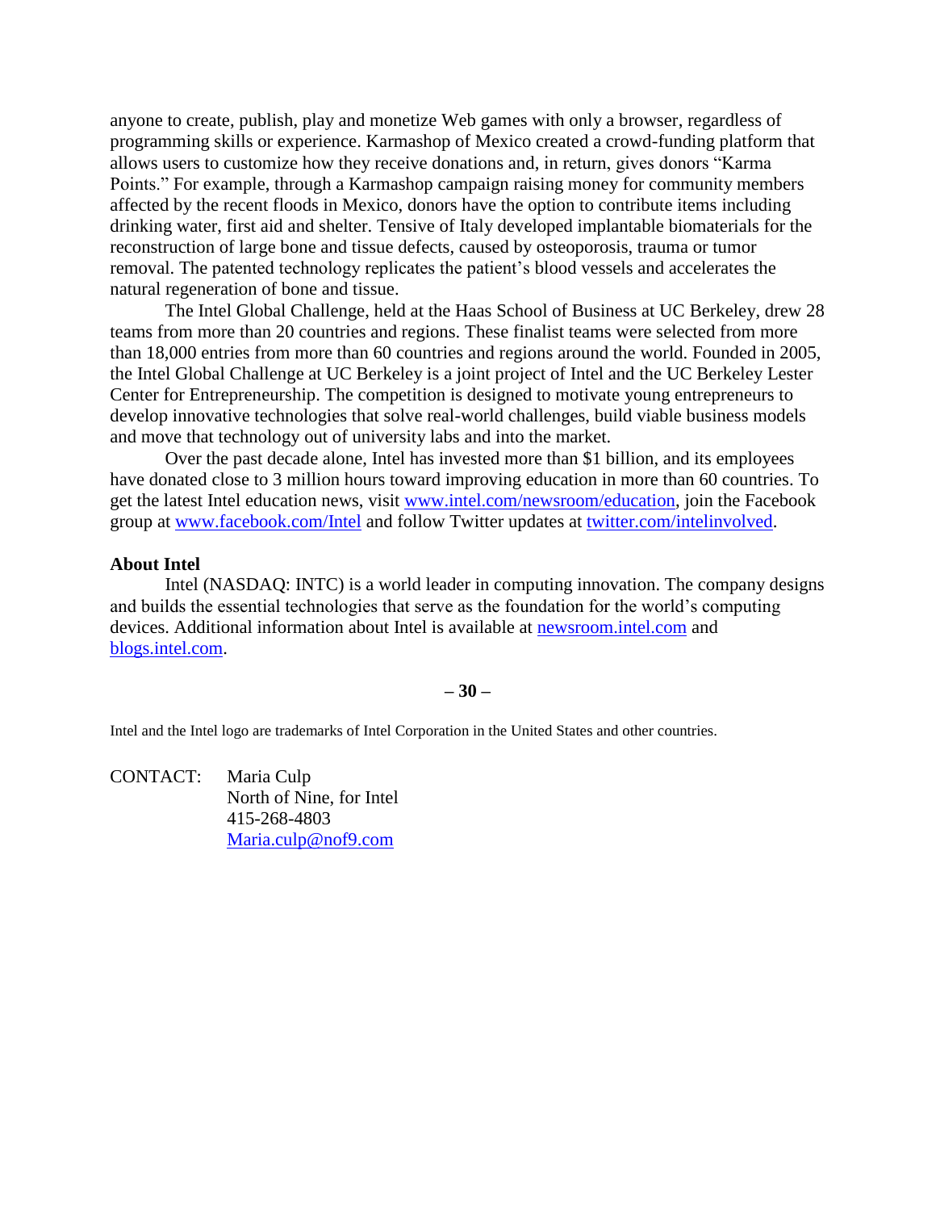anyone to create, publish, play and monetize Web games with only a browser, regardless of programming skills or experience. Karmashop of Mexico created a crowd-funding platform that allows users to customize how they receive donations and, in return, gives donors "Karma Points." For example, through a Karmashop campaign raising money for community members affected by the recent floods in Mexico, donors have the option to contribute items including drinking water, first aid and shelter. Tensive of Italy developed implantable biomaterials for the reconstruction of large bone and tissue defects, caused by osteoporosis, trauma or tumor removal. The patented technology replicates the patient's blood vessels and accelerates the natural regeneration of bone and tissue.

The Intel Global Challenge, held at the Haas School of Business at UC Berkeley, drew 28 teams from more than 20 countries and regions. These finalist teams were selected from more than 18,000 entries from more than 60 countries and regions around the world. Founded in 2005, the Intel Global Challenge at UC Berkeley is a joint project of Intel and the UC Berkeley Lester Center for Entrepreneurship. The competition is designed to motivate young entrepreneurs to develop innovative technologies that solve real-world challenges, build viable business models and move that technology out of university labs and into the market.

Over the past decade alone, Intel has invested more than $1 billion, and its employees have donated close to 3 million hours toward improving education in more than 60 countries. To get the latest Intel education news, visit [www.intel.com/newsroom/education](http://www.intel.com/newsroom/education), join the Facebook group at [www.facebook.com/Intel](http://www.facebook.com/Intel) and follow Twitter updates at [twitter.com/intelinvolved](http://twitter.com/intelinvolved).

**About Intel**

Intel (NASDAQ: INTC) is a world leader in computing innovation. The company designs and builds the essential technologies that serve as the foundation for the world's computing devices. Additional information about Intel is available at [newsroom.intel.com](http://newsroom.intel.com) and [blogs.intel.com](http://blogs.intel.com).

**– 30 –**

Intel and the Intel logo are trademarks of Intel Corporation in the United States and other countries.

CONTACT: Maria Culp
North of Nine, for Intel
415-268-4803
[Maria.culp@nof9.com](mailto:Maria.culp@nof9.com)